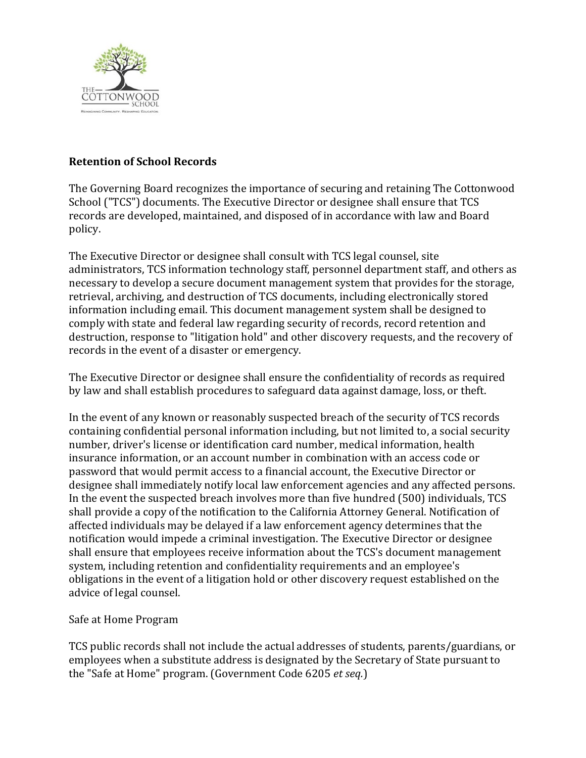**Retention of School Records**

The Governing Board recognizes the importance of securing and retaining The Cottonwood School ("TCS") documents. The Executive Director or designee shall ensure that TCS records are developed, maintained, and disposed of in accordance with law and Board policy.

The Executive Director or designee shall consult with TCS legal counsel, site administrators, TCS information technology staff, personnel department staff, and others as necessary to develop a secure document management system that provides for the storage, retrieval, archiving, and destruction of TCS documents, including electronically stored information including email. This document management system shall be designed to comply with state and federal law regarding security of records, record retention and destruction, response to "litigation hold" and other discovery requests, and the recovery of records in the event of a disaster or emergency.

The Executive Director or designee shall ensure the confidentiality of records as required by law and shall establish procedures to safeguard data against damage, loss, or theft.

In the event of any known or reasonably suspected breach of the security of TCS records containing confidential personal information including, but not limited to, a social security number, driver's license or identification card number, medical information, health insurance information, or an account number in combination with an access code or password that would permit access to a financial account, the Executive Director or designee shall immediately notify local law enforcement agencies and any affected persons. In the event the suspected breach involves more than five hundred (500) individuals, TCS shall provide a copy of the notification to the California Attorney General. Notification of affected individuals may be delayed if a law enforcement agency determines that the notification would impede a criminal investigation. The Executive Director or designee shall ensure that employees receive information about the TCS's document management system, including retention and confidentiality requirements and an employee's obligations in the event of a litigation hold or other discovery request established on the advice of legal counsel.

Safe at Home Program

TCS public records shall not include the actual addresses of students, parents/guardians, or employees when a substitute address is designated by the Secretary of State pursuant to the "Safe at Home" program. (Government Code 6205 *et seq.*)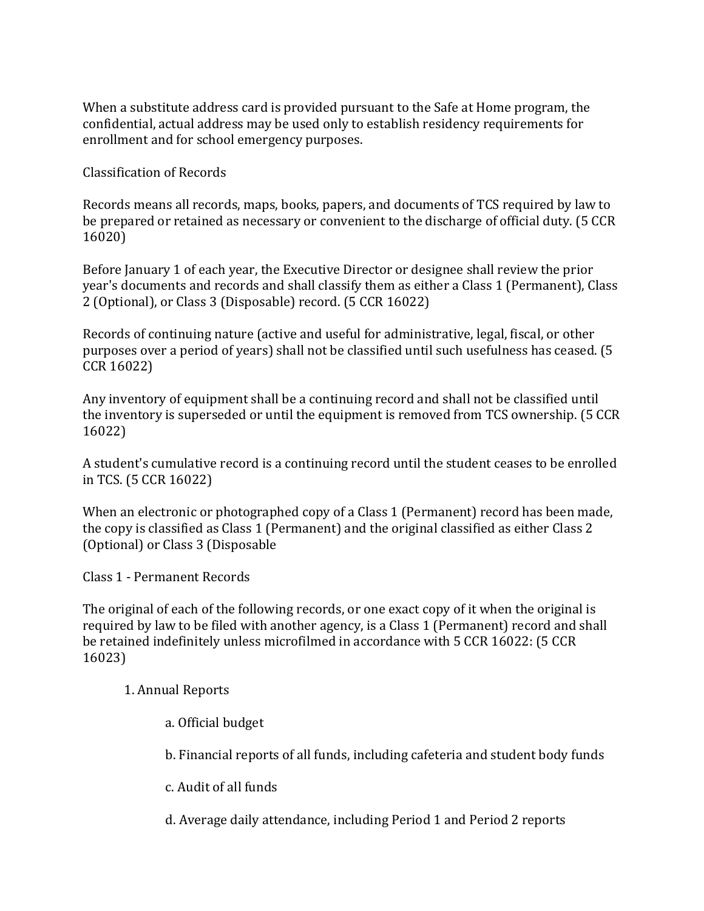When a substitute address card is provided pursuant to the Safe at Home program, the confidential, actual address may be used only to establish residency requirements for enrollment and for school emergency purposes.

## Classification of Records

Records means all records, maps, books, papers, and documents of TCS required by law to be prepared or retained as necessary or convenient to the discharge of official duty. (5 CCR 16020)

Before January 1 of each year, the Executive Director or designee shall review the prior year's documents and records and shall classify them as either a Class 1 (Permanent), Class 2 (Optional), or Class 3 (Disposable) record. (5 CCR 16022)

Records of continuing nature (active and useful for administrative, legal, fiscal, or other purposes over a period of years) shall not be classified until such usefulness has ceased. (5 CCR 16022)

Any inventory of equipment shall be a continuing record and shall not be classified until the inventory is superseded or until the equipment is removed from TCS ownership. (5 CCR 16022)

A student's cumulative record is a continuing record until the student ceases to be enrolled in TCS. (5 CCR 16022)

When an electronic or photographed copy of a Class 1 (Permanent) record has been made, the copy is classified as Class 1 (Permanent) and the original classified as either Class 2 (Optional) or Class 3 (Disposable

## Class 1 - Permanent Records

The original of each of the following records, or one exact copy of it when the original is required by law to be filed with another agency, is a Class 1 (Permanent) record and shall be retained indefinitely unless microfilmed in accordance with 5 CCR 16022: (5 CCR 16023)

1. Annual Reports
    - a. Official budget
    - b. Financial reports of all funds, including cafeteria and student body funds
    - c. Audit of all funds
    - d. Average daily attendance, including Period 1 and Period 2 reports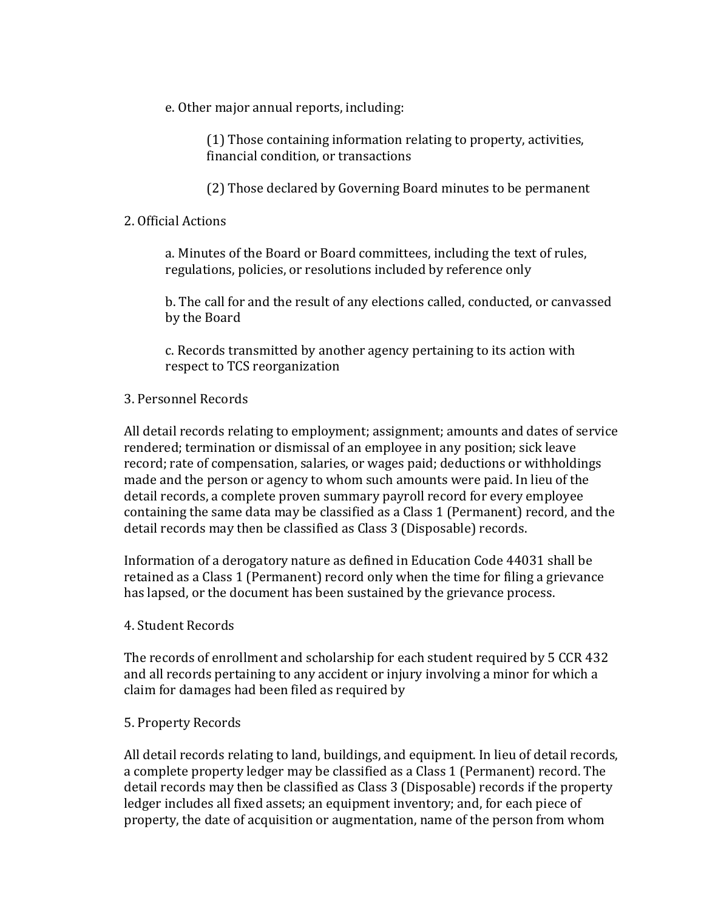e. Other major annual reports, including:

(1) Those containing information relating to property, activities, financial condition, or transactions

(2) Those declared by Governing Board minutes to be permanent

2. Official Actions

a. Minutes of the Board or Board committees, including the text of rules, regulations, policies, or resolutions included by reference only

b. The call for and the result of any elections called, conducted, or canvassed by the Board

c. Records transmitted by another agency pertaining to its action with respect to TCS reorganization

3. Personnel Records

All detail records relating to employment; assignment; amounts and dates of service rendered; termination or dismissal of an employee in any position; sick leave record; rate of compensation, salaries, or wages paid; deductions or withholdings made and the person or agency to whom such amounts were paid. In lieu of the detail records, a complete proven summary payroll record for every employee containing the same data may be classified as a Class 1 (Permanent) record, and the detail records may then be classified as Class 3 (Disposable) records.

Information of a derogatory nature as defined in Education Code 44031 shall be retained as a Class 1 (Permanent) record only when the time for filing a grievance has lapsed, or the document has been sustained by the grievance process.

4. Student Records

The records of enrollment and scholarship for each student required by 5 CCR 432 and all records pertaining to any accident or injury involving a minor for which a claim for damages had been filed as required by

5. Property Records

All detail records relating to land, buildings, and equipment. In lieu of detail records, a complete property ledger may be classified as a Class 1 (Permanent) record. The detail records may then be classified as Class 3 (Disposable) records if the property ledger includes all fixed assets; an equipment inventory; and, for each piece of property, the date of acquisition or augmentation, name of the person from whom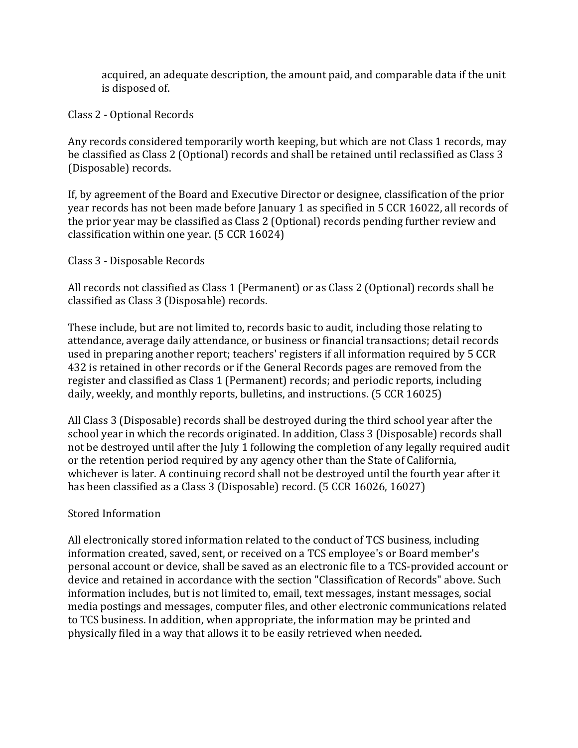acquired, an adequate description, the amount paid, and comparable data if the unit is disposed of.

### Class 2 - Optional Records

Any records considered temporarily worth keeping, but which are not Class 1 records, may be classified as Class 2 (Optional) records and shall be retained until reclassified as Class 3 (Disposable) records.

If, by agreement of the Board and Executive Director or designee, classification of the prior year records has not been made before January 1 as specified in 5 CCR 16022, all records of the prior year may be classified as Class 2 (Optional) records pending further review and classification within one year. (5 CCR 16024)

### Class 3 - Disposable Records

All records not classified as Class 1 (Permanent) or as Class 2 (Optional) records shall be classified as Class 3 (Disposable) records.

These include, but are not limited to, records basic to audit, including those relating to attendance, average daily attendance, or business or financial transactions; detail records used in preparing another report; teachers' registers if all information required by 5 CCR 432 is retained in other records or if the General Records pages are removed from the register and classified as Class 1 (Permanent) records; and periodic reports, including daily, weekly, and monthly reports, bulletins, and instructions. (5 CCR 16025)

All Class 3 (Disposable) records shall be destroyed during the third school year after the school year in which the records originated. In addition, Class 3 (Disposable) records shall not be destroyed until after the July 1 following the completion of any legally required audit or the retention period required by any agency other than the State of California, whichever is later. A continuing record shall not be destroyed until the fourth year after it has been classified as a Class 3 (Disposable) record. (5 CCR 16026, 16027)

## Stored Information

All electronically stored information related to the conduct of TCS business, including information created, saved, sent, or received on a TCS employee's or Board member's personal account or device, shall be saved as an electronic file to a TCS-provided account or device and retained in accordance with the section "Classification of Records" above. Such information includes, but is not limited to, email, text messages, instant messages, social media postings and messages, computer files, and other electronic communications related to TCS business. In addition, when appropriate, the information may be printed and physically filed in a way that allows it to be easily retrieved when needed.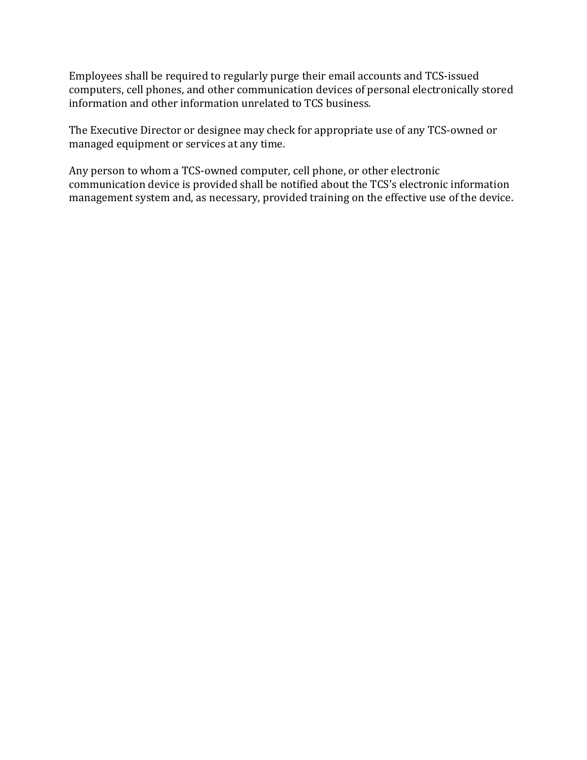Employees shall be required to regularly purge their email accounts and TCS-issued computers, cell phones, and other communication devices of personal electronically stored information and other information unrelated to TCS business.

The Executive Director or designee may check for appropriate use of any TCS-owned or managed equipment or services at any time.

Any person to whom a TCS-owned computer, cell phone, or other electronic communication device is provided shall be notified about the TCS's electronic information management system and, as necessary, provided training on the effective use of the device.